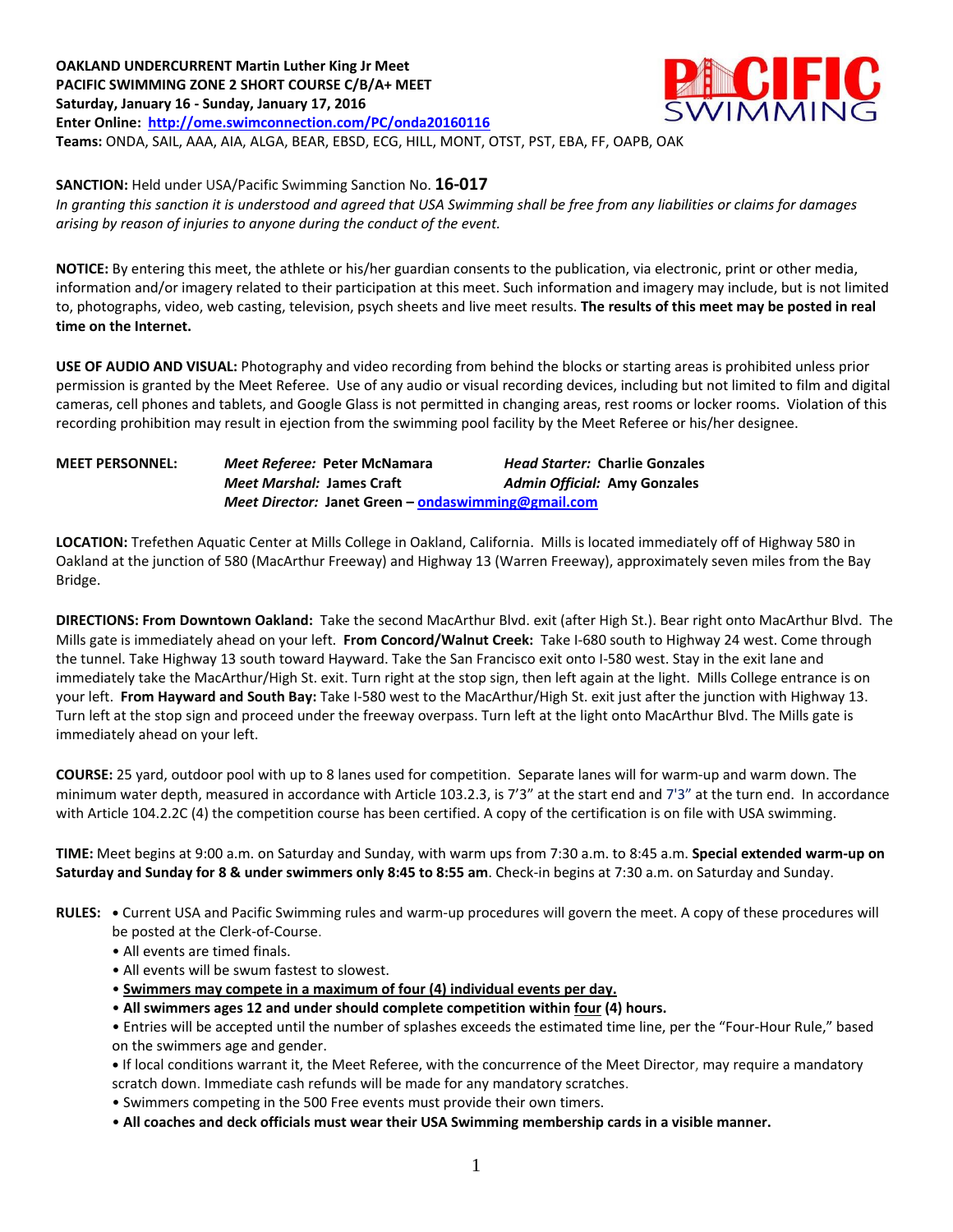**OAKLAND UNDERCURRENT Martin Luther King Jr Meet**
**PACIFIC SWIMMING ZONE 2 SHORT COURSE C/B/A+ MEET**
**Saturday, January 16 - Sunday, January 17, 2016**
**Enter Online: http://ome.swimconnection.com/PC/onda20160116**
**Teams:** ONDA, SAIL, AAA, AIA, ALGA, BEAR, EBSD, ECG, HILL, MONT, OTST, PST, EBA, FF, OAPB, OAK

**SANCTION:** Held under USA/Pacific Swimming Sanction No. **16-017**
*In granting this sanction it is understood and agreed that USA Swimming shall be free from any liabilities or claims for damages arising by reason of injuries to anyone during the conduct of the event.*

**NOTICE:** By entering this meet, the athlete or his/her guardian consents to the publication, via electronic, print or other media, information and/or imagery related to their participation at this meet. Such information and imagery may include, but is not limited to, photographs, video, web casting, television, psych sheets and live meet results. **The results of this meet may be posted in real time on the Internet.**

**USE OF AUDIO AND VISUAL:** Photography and video recording from behind the blocks or starting areas is prohibited unless prior permission is granted by the Meet Referee. Use of any audio or visual recording devices, including but not limited to film and digital cameras, cell phones and tablets, and Google Glass is not permitted in changing areas, rest rooms or locker rooms. Violation of this recording prohibition may result in ejection from the swimming pool facility by the Meet Referee or his/her designee.

**MEET PERSONNEL:**
*Meet Referee:* **Peter McNamara** *Head Starter:* **Charlie Gonzales**
*Meet Marshal:* **James Craft** *Admin Official:* **Amy Gonzales**
*Meet Director:* **Janet Green – ondaswimming@gmail.com**

**LOCATION:** Trefethen Aquatic Center at Mills College in Oakland, California. Mills is located immediately off of Highway 580 in Oakland at the junction of 580 (MacArthur Freeway) and Highway 13 (Warren Freeway), approximately seven miles from the Bay Bridge.

**DIRECTIONS: From Downtown Oakland:** Take the second MacArthur Blvd. exit (after High St.). Bear right onto MacArthur Blvd. The Mills gate is immediately ahead on your left. **From Concord/Walnut Creek:** Take I-680 south to Highway 24 west. Come through the tunnel. Take Highway 13 south toward Hayward. Take the San Francisco exit onto I-580 west. Stay in the exit lane and immediately take the MacArthur/High St. exit. Turn right at the stop sign, then left again at the light. Mills College entrance is on your left. **From Hayward and South Bay:** Take I-580 west to the MacArthur/High St. exit just after the junction with Highway 13. Turn left at the stop sign and proceed under the freeway overpass. Turn left at the light onto MacArthur Blvd. The Mills gate is immediately ahead on your left.

**COURSE:** 25 yard, outdoor pool with up to 8 lanes used for competition. Separate lanes will for warm-up and warm down. The minimum water depth, measured in accordance with Article 103.2.3, is 7'3" at the start end and 7'3" at the turn end. In accordance with Article 104.2.2C (4) the competition course has been certified. A copy of the certification is on file with USA swimming.

**TIME:** Meet begins at 9:00 a.m. on Saturday and Sunday, with warm ups from 7:30 a.m. to 8:45 a.m. **Special extended warm-up on Saturday and Sunday for 8 & under swimmers only 8:45 to 8:55 am**. Check-in begins at 7:30 a.m. on Saturday and Sunday.

**RULES:**
- Current USA and Pacific Swimming rules and warm-up procedures will govern the meet. A copy of these procedures will be posted at the Clerk-of-Course.
- All events are timed finals.
- All events will be swum fastest to slowest.
- **Swimmers may compete in a maximum of four (4) individual events per day.**
- **All swimmers ages 12 and under should complete competition within four (4) hours.**
- Entries will be accepted until the number of splashes exceeds the estimated time line, per the "Four-Hour Rule," based on the swimmers age and gender.
- If local conditions warrant it, the Meet Referee, with the concurrence of the Meet Director, may require a mandatory scratch down. Immediate cash refunds will be made for any mandatory scratches.
- Swimmers competing in the 500 Free events must provide their own timers.
- **All coaches and deck officials must wear their USA Swimming membership cards in a visible manner.**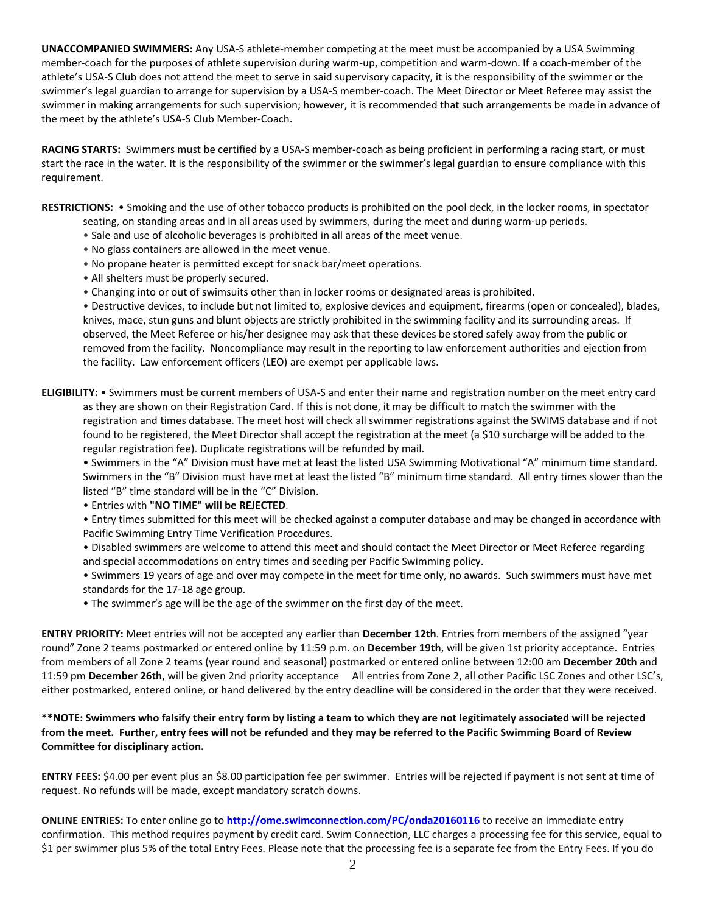**UNACCOMPANIED SWIMMERS:** Any USA-S athlete-member competing at the meet must be accompanied by a USA Swimming member-coach for the purposes of athlete supervision during warm-up, competition and warm-down. If a coach-member of the athlete's USA-S Club does not attend the meet to serve in said supervisory capacity, it is the responsibility of the swimmer or the swimmer's legal guardian to arrange for supervision by a USA-S member-coach. The Meet Director or Meet Referee may assist the swimmer in making arrangements for such supervision; however, it is recommended that such arrangements be made in advance of the meet by the athlete's USA-S Club Member-Coach.

**RACING STARTS:** Swimmers must be certified by a USA-S member-coach as being proficient in performing a racing start, or must start the race in the water. It is the responsibility of the swimmer or the swimmer's legal guardian to ensure compliance with this requirement.

**RESTRICTIONS:**
- Smoking and the use of other tobacco products is prohibited on the pool deck, in the locker rooms, in spectator seating, on standing areas and in all areas used by swimmers, during the meet and during warm-up periods.
- Sale and use of alcoholic beverages is prohibited in all areas of the meet venue.
- No glass containers are allowed in the meet venue.
- No propane heater is permitted except for snack bar/meet operations.
- All shelters must be properly secured.
- Changing into or out of swimsuits other than in locker rooms or designated areas is prohibited.
- Destructive devices, to include but not limited to, explosive devices and equipment, firearms (open or concealed), blades, knives, mace, stun guns and blunt objects are strictly prohibited in the swimming facility and its surrounding areas. If observed, the Meet Referee or his/her designee may ask that these devices be stored safely away from the public or removed from the facility. Noncompliance may result in the reporting to law enforcement authorities and ejection from the facility. Law enforcement officers (LEO) are exempt per applicable laws.

**ELIGIBILITY:**
- Swimmers must be current members of USA-S and enter their name and registration number on the meet entry card as they are shown on their Registration Card. If this is not done, it may be difficult to match the swimmer with the registration and times database. The meet host will check all swimmer registrations against the SWIMS database and if not found to be registered, the Meet Director shall accept the registration at the meet (a $10 surcharge will be added to the regular registration fee). Duplicate registrations will be refunded by mail.
- Swimmers in the "A" Division must have met at least the listed USA Swimming Motivational "A" minimum time standard. Swimmers in the "B" Division must have met at least the listed "B" minimum time standard. All entry times slower than the listed "B" time standard will be in the "C" Division.
- Entries with **"NO TIME" will be REJECTED**.
- Entry times submitted for this meet will be checked against a computer database and may be changed in accordance with Pacific Swimming Entry Time Verification Procedures.
- Disabled swimmers are welcome to attend this meet and should contact the Meet Director or Meet Referee regarding and special accommodations on entry times and seeding per Pacific Swimming policy.
- Swimmers 19 years of age and over may compete in the meet for time only, no awards. Such swimmers must have met standards for the 17-18 age group.
- The swimmer's age will be the age of the swimmer on the first day of the meet.

**ENTRY PRIORITY:** Meet entries will not be accepted any earlier than **December 12th**. Entries from members of the assigned "year round" Zone 2 teams postmarked or entered online by 11:59 p.m. on **December 19th**, will be given 1st priority acceptance. Entries from members of all Zone 2 teams (year round and seasonal) postmarked or entered online between 12:00 am **December 20th** and 11:59 pm **December 26th**, will be given 2nd priority acceptance All entries from Zone 2, all other Pacific LSC Zones and other LSC's, either postmarked, entered online, or hand delivered by the entry deadline will be considered in the order that they were received.

**\*\*NOTE: Swimmers who falsify their entry form by listing a team to which they are not legitimately associated will be rejected from the meet. Further, entry fees will not be refunded and they may be referred to the Pacific Swimming Board of Review Committee for disciplinary action.**

**ENTRY FEES:** $4.00 per event plus an $8.00 participation fee per swimmer. Entries will be rejected if payment is not sent at time of request. No refunds will be made, except mandatory scratch downs.

**ONLINE ENTRIES:** To enter online go to **http://ome.swimconnection.com/PC/onda20160116** to receive an immediate entry confirmation. This method requires payment by credit card. Swim Connection, LLC charges a processing fee for this service, equal to $1 per swimmer plus 5% of the total Entry Fees. Please note that the processing fee is a separate fee from the Entry Fees. If you do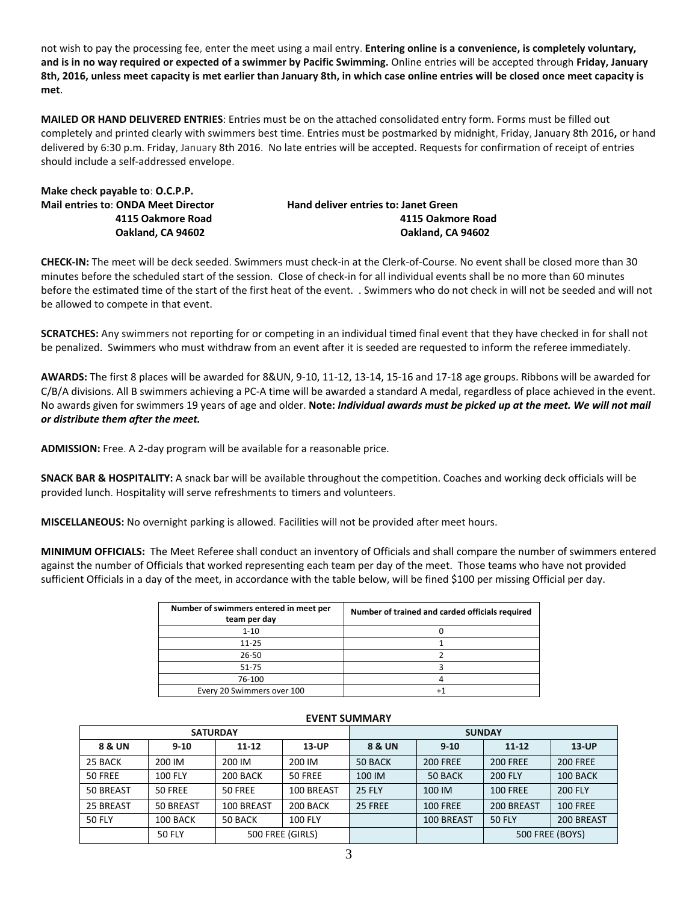not wish to pay the processing fee, enter the meet using a mail entry. **Entering online is a convenience, is completely voluntary, and is in no way required or expected of a swimmer by Pacific Swimming.** Online entries will be accepted through **Friday, January 8th, 2016, unless meet capacity is met earlier than January 8th, in which case online entries will be closed once meet capacity is met**.

**MAILED OR HAND DELIVERED ENTRIES**: Entries must be on the attached consolidated entry form. Forms must be filled out completely and printed clearly with swimmers best time. Entries must be postmarked by midnight, Friday, January 8th 2016**,** or hand delivered by 6:30 p.m. Friday, January 8th 2016. No late entries will be accepted. Requests for confirmation of receipt of entries should include a self-addressed envelope.

**Make check payable to**: **O.C.P.P.**

**Mail entries to**: **ONDA Meet Director**
**4115 Oakmore Road**
**Oakland, CA 94602**

**Hand deliver entries to: Janet Green**
**4115 Oakmore Road**
**Oakland, CA 94602**

**CHECK-IN:** The meet will be deck seeded. Swimmers must check-in at the Clerk-of-Course. No event shall be closed more than 30 minutes before the scheduled start of the session. Close of check-in for all individual events shall be no more than 60 minutes before the estimated time of the start of the first heat of the event. . Swimmers who do not check in will not be seeded and will not be allowed to compete in that event.

**SCRATCHES:** Any swimmers not reporting for or competing in an individual timed final event that they have checked in for shall not be penalized. Swimmers who must withdraw from an event after it is seeded are requested to inform the referee immediately.

**AWARDS:** The first 8 places will be awarded for 8&UN, 9-10, 11-12, 13-14, 15-16 and 17-18 age groups. Ribbons will be awarded for C/B/A divisions. All B swimmers achieving a PC-A time will be awarded a standard A medal, regardless of place achieved in the event. No awards given for swimmers 19 years of age and older. **Note:** ***Individual awards must be picked up at the meet. We will not mail or distribute them after the meet.***

**ADMISSION:** Free. A 2-day program will be available for a reasonable price.

**SNACK BAR & HOSPITALITY:** A snack bar will be available throughout the competition. Coaches and working deck officials will be provided lunch. Hospitality will serve refreshments to timers and volunteers.

**MISCELLANEOUS:** No overnight parking is allowed. Facilities will not be provided after meet hours.

**MINIMUM OFFICIALS:** The Meet Referee shall conduct an inventory of Officials and shall compare the number of swimmers entered against the number of Officials that worked representing each team per day of the meet. Those teams who have not provided sufficient Officials in a day of the meet, in accordance with the table below, will be fined $100 per missing Official per day.

| Number of swimmers entered in meet per team per day | Number of trained and carded officials required |
|---|---|
| 1-10 | 0 |
| 11-25 | 1 |
| 26-50 | 2 |
| 51-75 | 3 |
| 76-100 | 4 |
| Every 20 Swimmers over 100 | +1 |

**EVENT SUMMARY**

| SATURDAY | | | | SUNDAY | | | |
|---|---|---|---|---|---|---|---|
| **8 & UN** | **9-10** | **11-12** | **13-UP** | **8 & UN** | **9-10** | **11-12** | **13-UP** |
| 25 BACK | 200 IM | 200 IM | 200 IM | 50 BACK | 200 FREE | 200 FREE | 200 FREE |
| 50 FREE | 100 FLY | 200 BACK | 50 FREE | 100 IM | 50 BACK | 200 FLY | 100 BACK |
| 50 BREAST | 50 FREE | 50 FREE | 100 BREAST | 25 FLY | 100 IM | 100 FREE | 200 FLY |
| 25 BREAST | 50 BREAST | 100 BREAST | 200 BACK | 25 FREE | 100 FREE | 200 BREAST | 100 FREE |
| 50 FLY | 100 BACK | 50 BACK | 100 FLY | | 100 BREAST | 50 FLY | 200 BREAST |
| | 50 FLY | 500 FREE (GIRLS) | | | | 500 FREE (BOYS) | |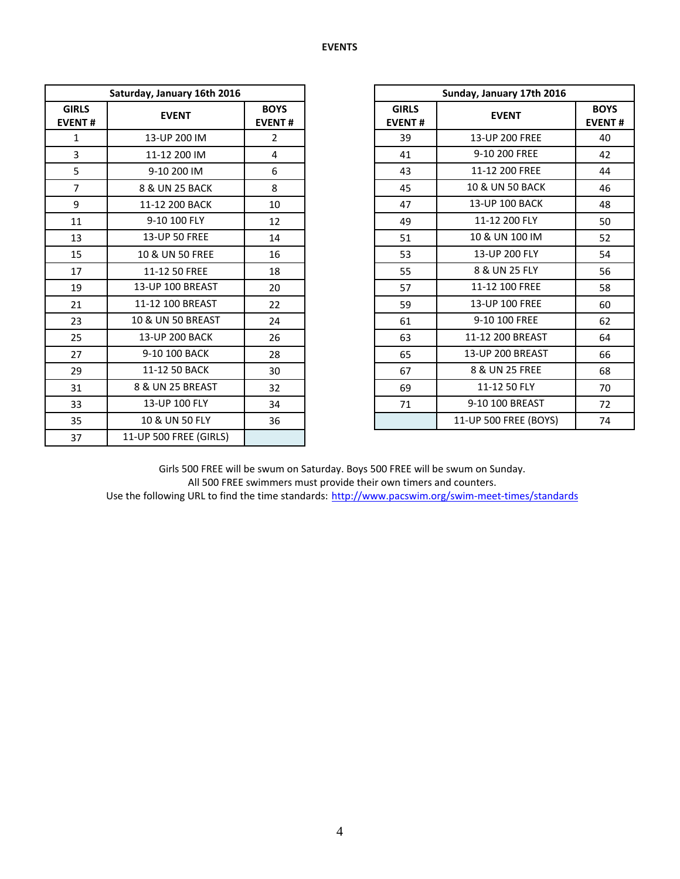# EVENTS

| Saturday, January 16th 2016 | | |
|---|---|---|
| **GIRLS EVENT #** | **EVENT** | **BOYS EVENT #** |
| 1 | 13-UP 200 IM | 2 |
| 3 | 11-12 200 IM | 4 |
| 5 | 9-10 200 IM | 6 |
| 7 | 8 & UN 25 BACK | 8 |
| 9 | 11-12 200 BACK | 10 |
| 11 | 9-10 100 FLY | 12 |
| 13 | 13-UP 50 FREE | 14 |
| 15 | 10 & UN 50 FREE | 16 |
| 17 | 11-12 50 FREE | 18 |
| 19 | 13-UP 100 BREAST | 20 |
| 21 | 11-12 100 BREAST | 22 |
| 23 | 10 & UN 50 BREAST | 24 |
| 25 | 13-UP 200 BACK | 26 |
| 27 | 9-10 100 BACK | 28 |
| 29 | 11-12 50 BACK | 30 |
| 31 | 8 & UN 25 BREAST | 32 |
| 33 | 13-UP 100 FLY | 34 |
| 35 | 10 & UN 50 FLY | 36 |
| 37 | 11-UP 500 FREE (GIRLS) | |

| Sunday, January 17th 2016 | | |
|---|---|---|
| **GIRLS EVENT #** | **EVENT** | **BOYS EVENT #** |
| 39 | 13-UP 200 FREE | 40 |
| 41 | 9-10 200 FREE | 42 |
| 43 | 11-12 200 FREE | 44 |
| 45 | 10 & UN 50 BACK | 46 |
| 47 | 13-UP 100 BACK | 48 |
| 49 | 11-12 200 FLY | 50 |
| 51 | 10 & UN 100 IM | 52 |
| 53 | 13-UP 200 FLY | 54 |
| 55 | 8 & UN 25 FLY | 56 |
| 57 | 11-12 100 FREE | 58 |
| 59 | 13-UP 100 FREE | 60 |
| 61 | 9-10 100 FREE | 62 |
| 63 | 11-12 200 BREAST | 64 |
| 65 | 13-UP 200 BREAST | 66 |
| 67 | 8 & UN 25 FREE | 68 |
| 69 | 11-12 50 FLY | 70 |
| 71 | 9-10 100 BREAST | 72 |
| | 11-UP 500 FREE (BOYS) | 74 |

Girls 500 FREE will be swum on Saturday. Boys 500 FREE will be swum on Sunday.
All 500 FREE swimmers must provide their own timers and counters.
Use the following URL to find the time standards: http://www.pacswim.org/swim-meet-times/standards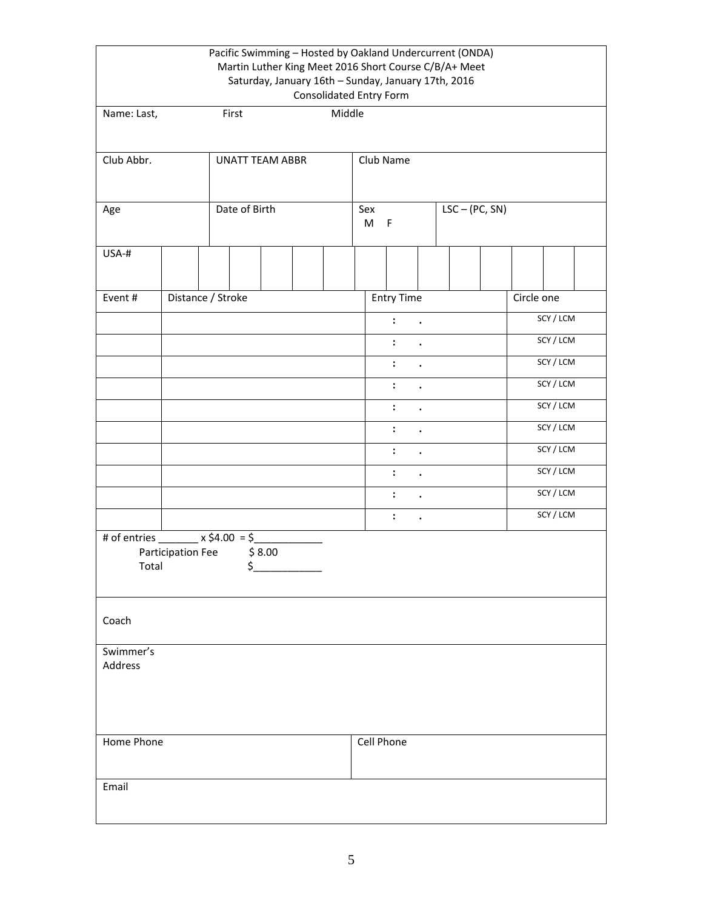Pacific Swimming – Hosted by Oakland Undercurrent (ONDA)
Martin Luther King Meet 2016 Short Course C/B/A+ Meet
Saturday, January 16th – Sunday, January 17th, 2016
Consolidated Entry Form

| | | | |
|---|---|---|---|
| Name: Last, First Middle | | | |
| Club Abbr. | UNATT TEAM ABBR | Club Name | |
| Age | Date of Birth | Sex M F | LSC – (PC, SN) |

| | | | | | | | | | | | | | | |
|---|---|---|---|---|---|---|---|---|---|---|---|---|---|---|
| USA-# | | | | | | | | | | | | | | |

| Event # | Distance / Stroke | Entry Time | Circle one |
|---|---|---|---|
| | | : . | SCY / LCM |
| | | : . | SCY / LCM |
| | | : . | SCY / LCM |
| | | : . | SCY / LCM |
| | | : . | SCY / LCM |
| | | : . | SCY / LCM |
| | | : . | SCY / LCM |
| | | : . | SCY / LCM |
| | | : . | SCY / LCM |
| | | : . | SCY / LCM |

# of entries _______ x $4.00 = $____________
Participation Fee $ 8.00
Total $____________

Coach

Swimmer's Address

| | |
|---|---|
| Home Phone | Cell Phone |

Email